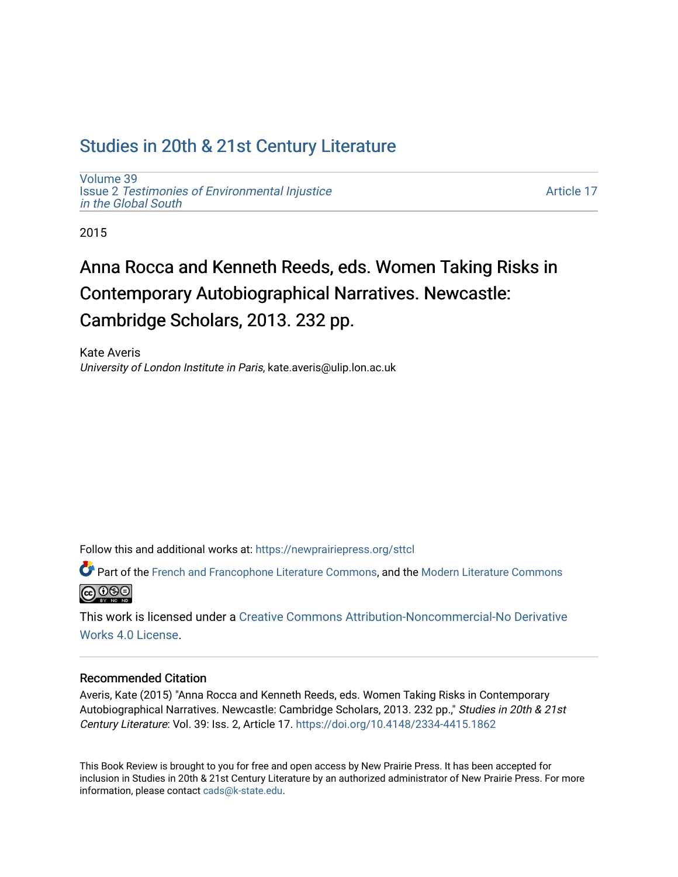# Studies in 20th & 21st Century Literature

Volume 39
Issue 2 *Testimonies of Environmental Injustice in the Global South*

Article 17

2015

## Anna Rocca and Kenneth Reeds, eds. Women Taking Risks in Contemporary Autobiographical Narratives. Newcastle: Cambridge Scholars, 2013. 232 pp.

Kate Averis
*University of London Institute in Paris*, kate.averis@ulip.lon.ac.uk

Follow this and additional works at: https://newprairiepress.org/sttcl

Part of the French and Francophone Literature Commons, and the Modern Literature Commons

This work is licensed under a Creative Commons Attribution-Noncommercial-No Derivative Works 4.0 License.

### Recommended Citation

Averis, Kate (2015) "Anna Rocca and Kenneth Reeds, eds. Women Taking Risks in Contemporary Autobiographical Narratives. Newcastle: Cambridge Scholars, 2013. 232 pp.," *Studies in 20th & 21st Century Literature*: Vol. 39: Iss. 2, Article 17. https://doi.org/10.4148/2334-4415.1862

This Book Review is brought to you for free and open access by New Prairie Press. It has been accepted for inclusion in Studies in 20th & 21st Century Literature by an authorized administrator of New Prairie Press. For more information, please contact cads@k-state.edu.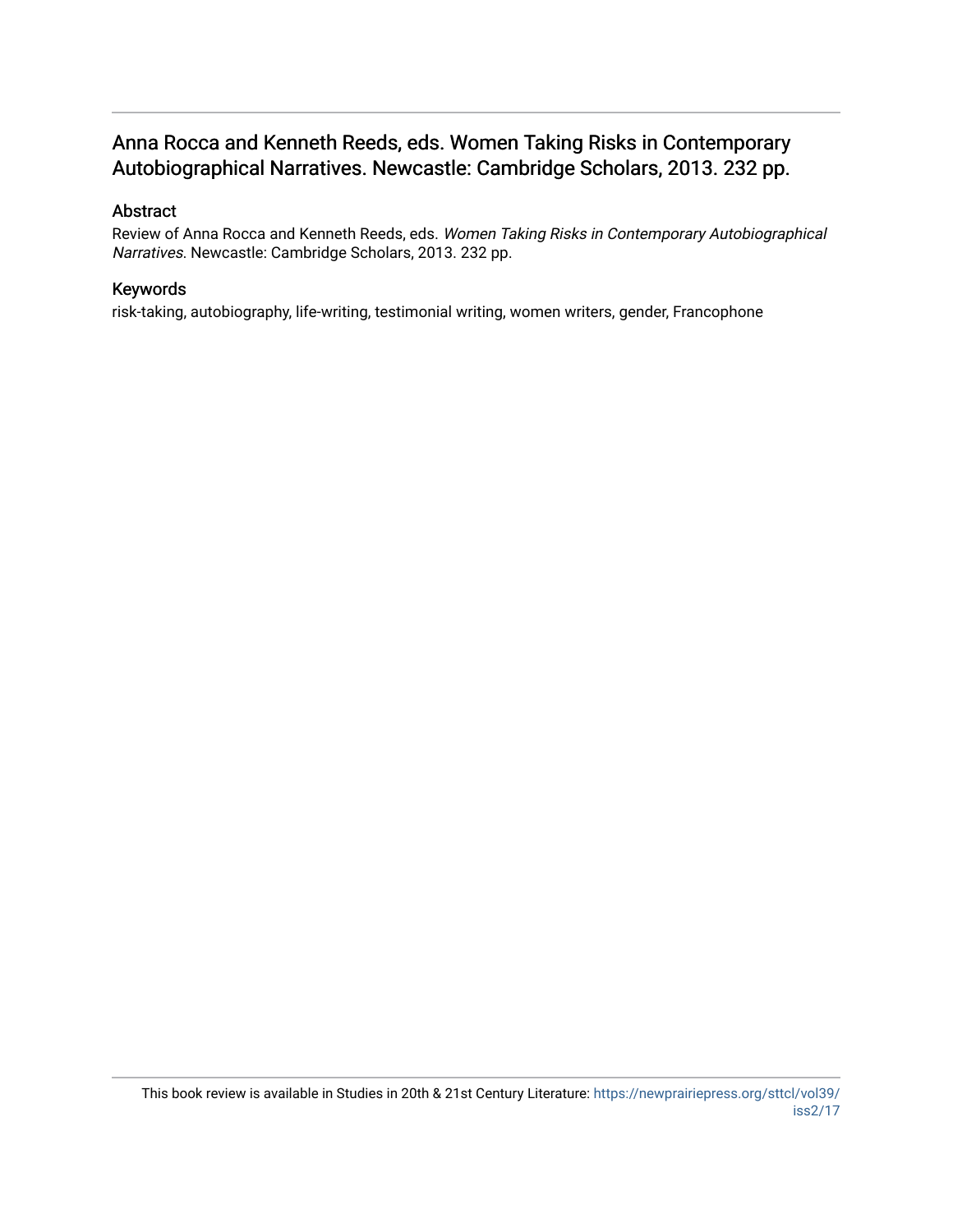# Anna Rocca and Kenneth Reeds, eds. Women Taking Risks in Contemporary Autobiographical Narratives. Newcastle: Cambridge Scholars, 2013. 232 pp.

## Abstract

Review of Anna Rocca and Kenneth Reeds, eds. *Women Taking Risks in Contemporary Autobiographical Narratives*. Newcastle: Cambridge Scholars, 2013. 232 pp.

## Keywords

risk-taking, autobiography, life-writing, testimonial writing, women writers, gender, Francophone

This book review is available in Studies in 20th & 21st Century Literature: https://newprairiepress.org/sttcl/vol39/iss2/17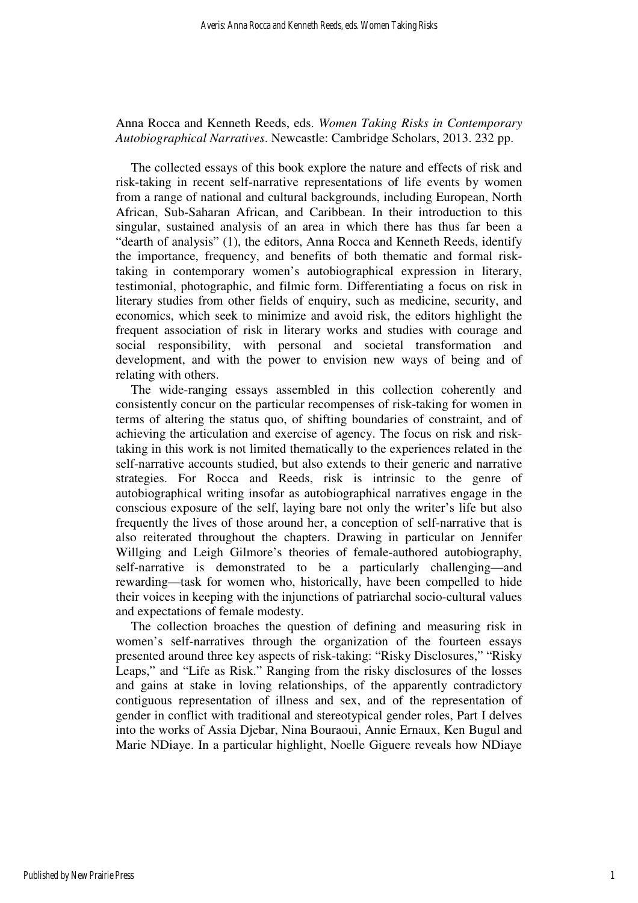Anna Rocca and Kenneth Reeds, eds. *Women Taking Risks in Contemporary Autobiographical Narratives*. Newcastle: Cambridge Scholars, 2013. 232 pp.

The collected essays of this book explore the nature and effects of risk and risk-taking in recent self-narrative representations of life events by women from a range of national and cultural backgrounds, including European, North African, Sub-Saharan African, and Caribbean. In their introduction to this singular, sustained analysis of an area in which there has thus far been a "dearth of analysis" (1), the editors, Anna Rocca and Kenneth Reeds, identify the importance, frequency, and benefits of both thematic and formal risk-taking in contemporary women's autobiographical expression in literary, testimonial, photographic, and filmic form. Differentiating a focus on risk in literary studies from other fields of enquiry, such as medicine, security, and economics, which seek to minimize and avoid risk, the editors highlight the frequent association of risk in literary works and studies with courage and social responsibility, with personal and societal transformation and development, and with the power to envision new ways of being and of relating with others.

The wide-ranging essays assembled in this collection coherently and consistently concur on the particular recompenses of risk-taking for women in terms of altering the status quo, of shifting boundaries of constraint, and of achieving the articulation and exercise of agency. The focus on risk and risk-taking in this work is not limited thematically to the experiences related in the self-narrative accounts studied, but also extends to their generic and narrative strategies. For Rocca and Reeds, risk is intrinsic to the genre of autobiographical writing insofar as autobiographical narratives engage in the conscious exposure of the self, laying bare not only the writer's life but also frequently the lives of those around her, a conception of self-narrative that is also reiterated throughout the chapters. Drawing in particular on Jennifer Willging and Leigh Gilmore's theories of female-authored autobiography, self-narrative is demonstrated to be a particularly challenging—and rewarding—task for women who, historically, have been compelled to hide their voices in keeping with the injunctions of patriarchal socio-cultural values and expectations of female modesty.

The collection broaches the question of defining and measuring risk in women's self-narratives through the organization of the fourteen essays presented around three key aspects of risk-taking: "Risky Disclosures," "Risky Leaps," and "Life as Risk." Ranging from the risky disclosures of the losses and gains at stake in loving relationships, of the apparently contradictory contiguous representation of illness and sex, and of the representation of gender in conflict with traditional and stereotypical gender roles, Part I delves into the works of Assia Djebar, Nina Bouraoui, Annie Ernaux, Ken Bugul and Marie NDiaye. In a particular highlight, Noelle Giguere reveals how NDiaye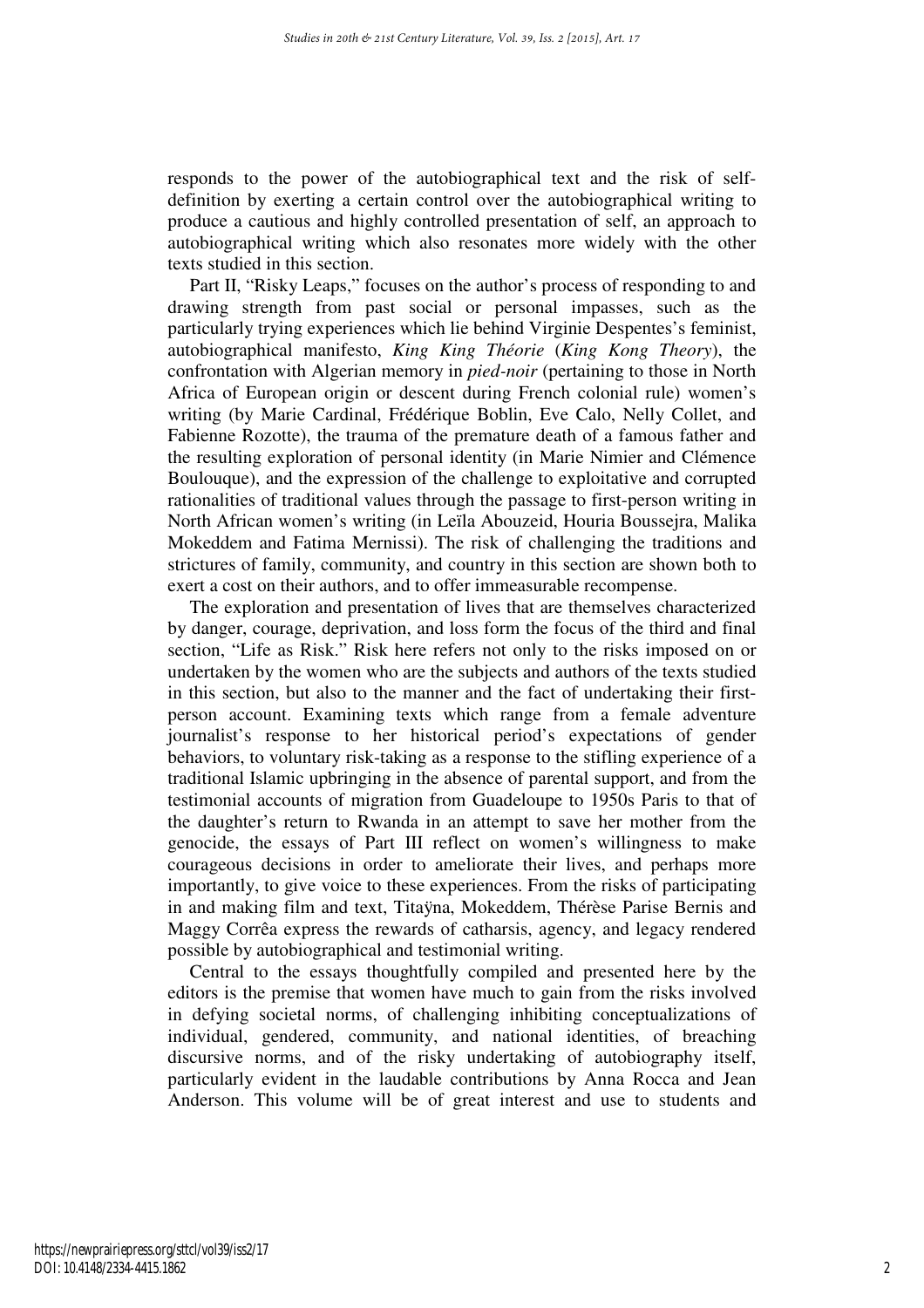responds to the power of the autobiographical text and the risk of self-definition by exerting a certain control over the autobiographical writing to produce a cautious and highly controlled presentation of self, an approach to autobiographical writing which also resonates more widely with the other texts studied in this section.

Part II, "Risky Leaps," focuses on the author's process of responding to and drawing strength from past social or personal impasses, such as the particularly trying experiences which lie behind Virginie Despentes's feminist, autobiographical manifesto, *King King Théorie* (*King Kong Theory*), the confrontation with Algerian memory in *pied-noir* (pertaining to those in North Africa of European origin or descent during French colonial rule) women's writing (by Marie Cardinal, Frédérique Boblin, Eve Calo, Nelly Collet, and Fabienne Rozotte), the trauma of the premature death of a famous father and the resulting exploration of personal identity (in Marie Nimier and Clémence Boulouque), and the expression of the challenge to exploitative and corrupted rationalities of traditional values through the passage to first-person writing in North African women's writing (in Leïla Abouzeid, Houria Boussejra, Malika Mokeddem and Fatima Mernissi). The risk of challenging the traditions and strictures of family, community, and country in this section are shown both to exert a cost on their authors, and to offer immeasurable recompense.

The exploration and presentation of lives that are themselves characterized by danger, courage, deprivation, and loss form the focus of the third and final section, "Life as Risk." Risk here refers not only to the risks imposed on or undertaken by the women who are the subjects and authors of the texts studied in this section, but also to the manner and the fact of undertaking their first-person account. Examining texts which range from a female adventure journalist's response to her historical period's expectations of gender behaviors, to voluntary risk-taking as a response to the stifling experience of a traditional Islamic upbringing in the absence of parental support, and from the testimonial accounts of migration from Guadeloupe to 1950s Paris to that of the daughter's return to Rwanda in an attempt to save her mother from the genocide, the essays of Part III reflect on women's willingness to make courageous decisions in order to ameliorate their lives, and perhaps more importantly, to give voice to these experiences. From the risks of participating in and making film and text, Titaÿna, Mokeddem, Thérèse Parise Bernis and Maggy Corrêa express the rewards of catharsis, agency, and legacy rendered possible by autobiographical and testimonial writing.

Central to the essays thoughtfully compiled and presented here by the editors is the premise that women have much to gain from the risks involved in defying societal norms, of challenging inhibiting conceptualizations of individual, gendered, community, and national identities, of breaching discursive norms, and of the risky undertaking of autobiography itself, particularly evident in the laudable contributions by Anna Rocca and Jean Anderson. This volume will be of great interest and use to students and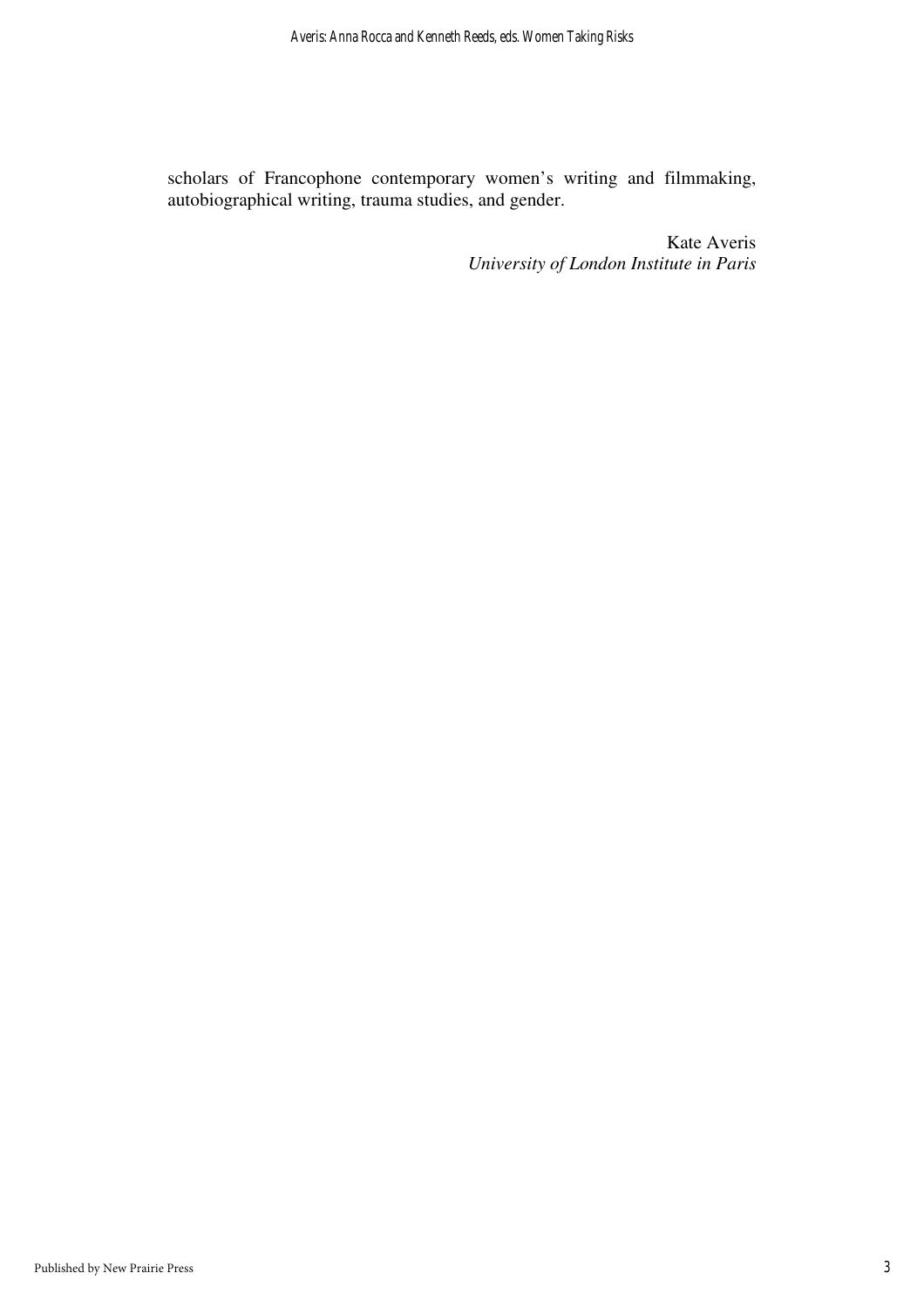scholars of Francophone contemporary women's writing and filmmaking, autobiographical writing, trauma studies, and gender.

Kate Averis
*University of London Institute in Paris*